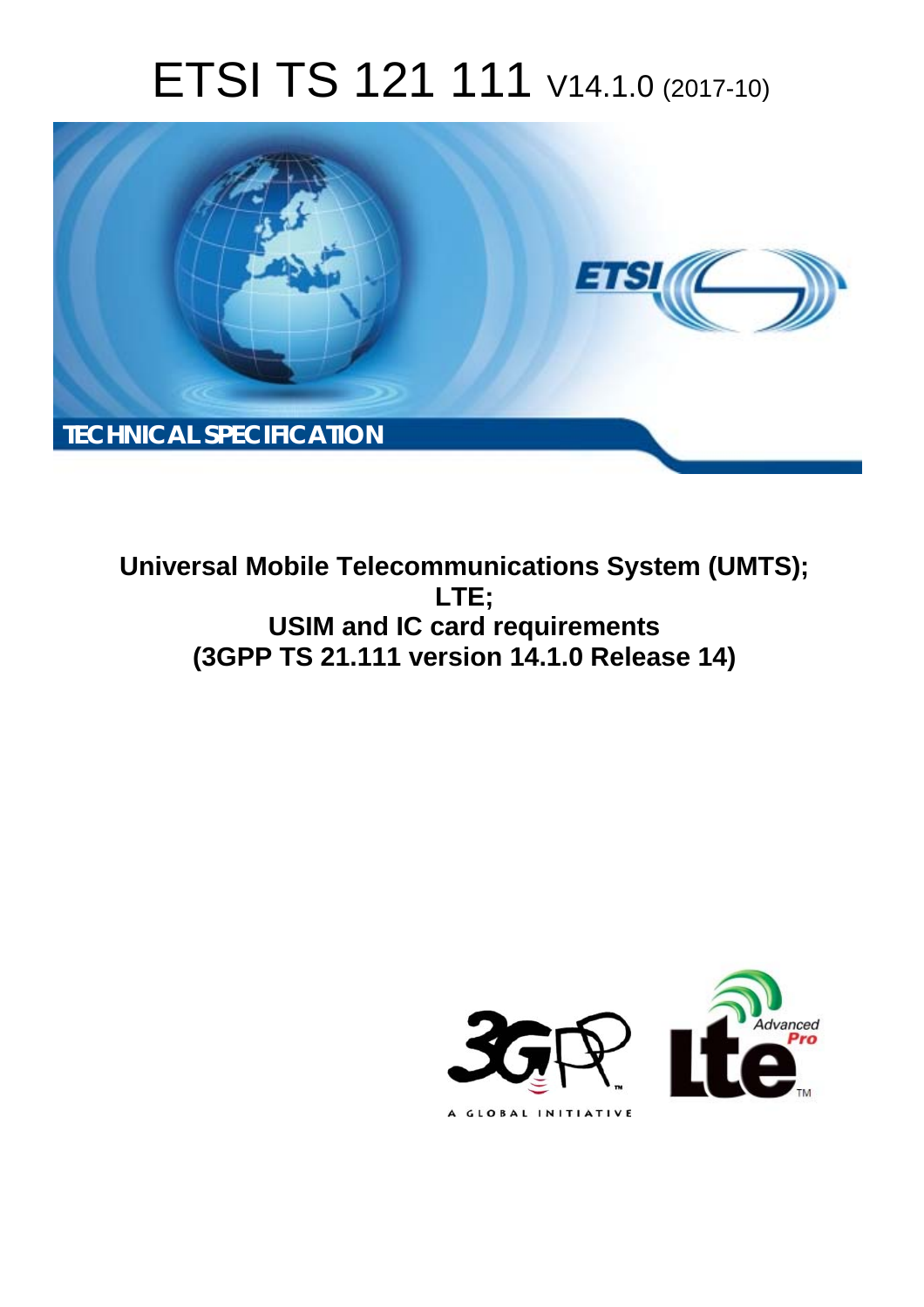# ETSI TS 121 111 V14.1.0 (2017-10)

TECHNICAL SPECIFICATION

**Universal Mobile Telecommunications System (UMTS);**
**LTE;**
**USIM and IC card requirements**
**(3GPP TS 21.111 version 14.1.0 Release 14)**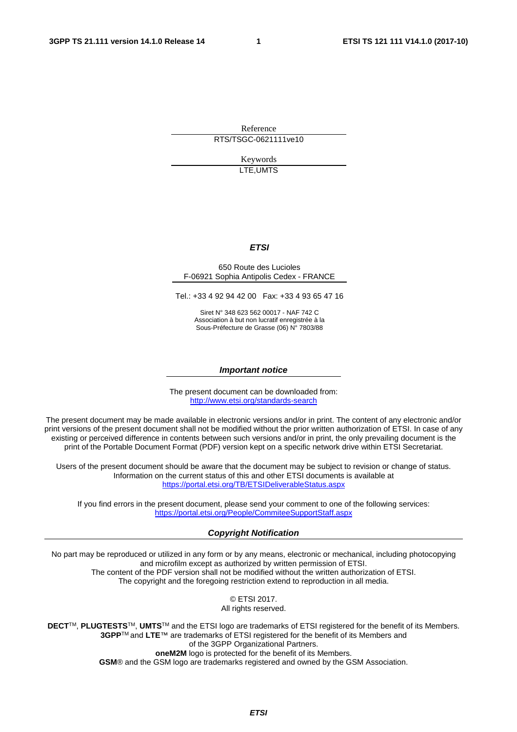Reference

RTS/TSGC-0621111ve10

Keywords

LTE,UMTS

***ETSI***

650 Route des Lucioles
F-06921 Sophia Antipolis Cedex - FRANCE

Tel.: +33 4 92 94 42 00 Fax: +33 4 93 65 47 16

Siret N° 348 623 562 00017 - NAF 742 C
Association à but non lucratif enregistrée à la
Sous-Préfecture de Grasse (06) N° 7803/88

***Important notice***

The present document can be downloaded from:
http://www.etsi.org/standards-search

The present document may be made available in electronic versions and/or in print. The content of any electronic and/or print versions of the present document shall not be modified without the prior written authorization of ETSI. In case of any existing or perceived difference in contents between such versions and/or in print, the only prevailing document is the print of the Portable Document Format (PDF) version kept on a specific network drive within ETSI Secretariat.

Users of the present document should be aware that the document may be subject to revision or change of status. Information on the current status of this and other ETSI documents is available at
https://portal.etsi.org/TB/ETSIDeliverableStatus.aspx

If you find errors in the present document, please send your comment to one of the following services:
https://portal.etsi.org/People/CommiteeSupportStaff.aspx

***Copyright Notification***

No part may be reproduced or utilized in any form or by any means, electronic or mechanical, including photocopying and microfilm except as authorized by written permission of ETSI.
The content of the PDF version shall not be modified without the written authorization of ETSI.
The copyright and the foregoing restriction extend to reproduction in all media.

© ETSI 2017.
All rights reserved.

**DECT**™, **PLUGTESTS**™, **UMTS**™ and the ETSI logo are trademarks of ETSI registered for the benefit of its Members.
**3GPP**™ and **LTE**™ are trademarks of ETSI registered for the benefit of its Members and
of the 3GPP Organizational Partners.
**oneM2M** logo is protected for the benefit of its Members.
**GSM**® and the GSM logo are trademarks registered and owned by the GSM Association.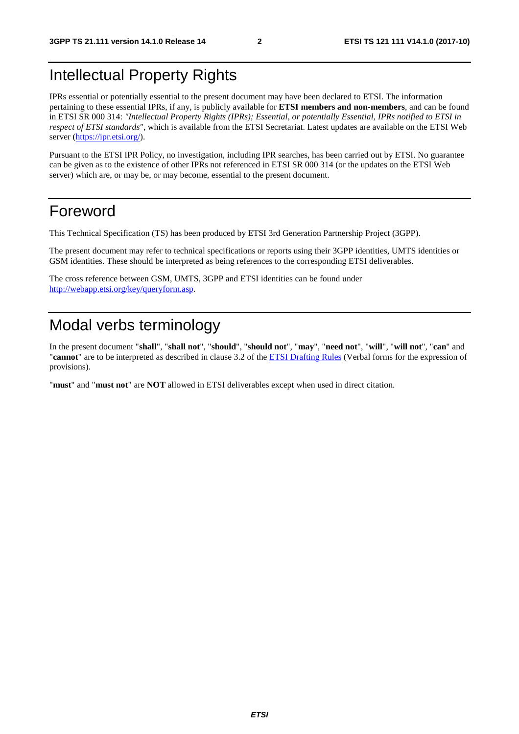# Intellectual Property Rights

IPRs essential or potentially essential to the present document may have been declared to ETSI. The information pertaining to these essential IPRs, if any, is publicly available for **ETSI members and non-members**, and can be found in ETSI SR 000 314: *"Intellectual Property Rights (IPRs); Essential, or potentially Essential, IPRs notified to ETSI in respect of ETSI standards"*, which is available from the ETSI Secretariat. Latest updates are available on the ETSI Web server (https://ipr.etsi.org/).

Pursuant to the ETSI IPR Policy, no investigation, including IPR searches, has been carried out by ETSI. No guarantee can be given as to the existence of other IPRs not referenced in ETSI SR 000 314 (or the updates on the ETSI Web server) which are, or may be, or may become, essential to the present document.

# Foreword

This Technical Specification (TS) has been produced by ETSI 3rd Generation Partnership Project (3GPP).

The present document may refer to technical specifications or reports using their 3GPP identities, UMTS identities or GSM identities. These should be interpreted as being references to the corresponding ETSI deliverables.

The cross reference between GSM, UMTS, 3GPP and ETSI identities can be found under http://webapp.etsi.org/key/queryform.asp.

# Modal verbs terminology

In the present document "**shall**", "**shall not**", "**should**", "**should not**", "**may**", "**need not**", "**will**", "**will not**", "**can**" and "**cannot**" are to be interpreted as described in clause 3.2 of the ETSI Drafting Rules (Verbal forms for the expression of provisions).

"**must**" and "**must not**" are **NOT** allowed in ETSI deliverables except when used in direct citation.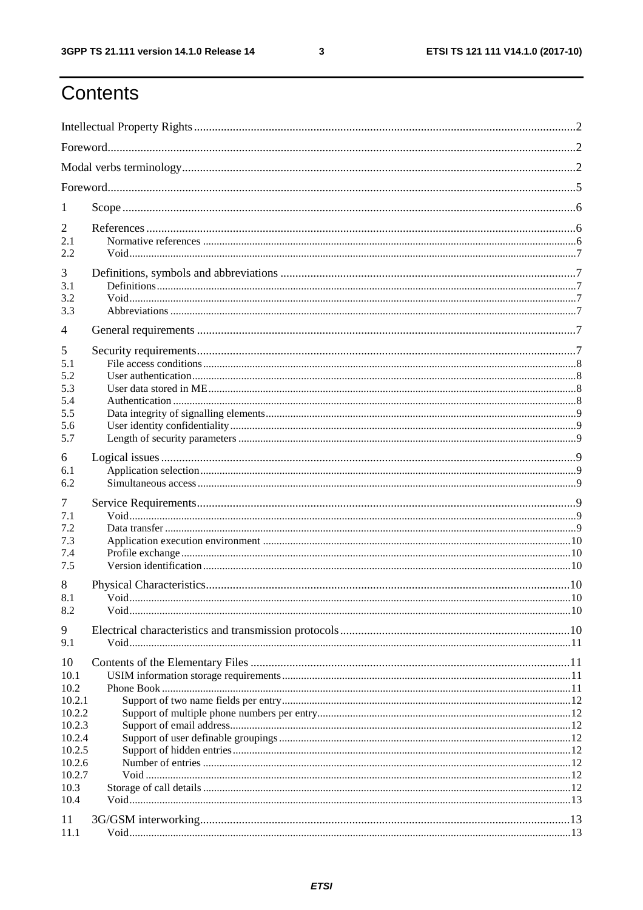# Contents

Intellectual Property Rights ....................................................... 2

Foreword ....................................................... 2

Modal verbs terminology ....................................................... 2

Foreword ....................................................... 5

1 Scope ....................................................... 6

2 References ....................................................... 6
- 2.1 Normative references ....................................................... 6
- 2.2 Void ....................................................... 7

3 Definitions, symbols and abbreviations ....................................................... 7
- 3.1 Definitions ....................................................... 7
- 3.2 Void ....................................................... 7
- 3.3 Abbreviations ....................................................... 7

4 General requirements ....................................................... 7

5 Security requirements ....................................................... 7
- 5.1 File access conditions ....................................................... 8
- 5.2 User authentication ....................................................... 8
- 5.3 User data stored in ME ....................................................... 8
- 5.4 Authentication ....................................................... 8
- 5.5 Data integrity of signalling elements ....................................................... 9
- 5.6 User identity confidentiality ....................................................... 9
- 5.7 Length of security parameters ....................................................... 9

6 Logical issues ....................................................... 9
- 6.1 Application selection ....................................................... 9
- 6.2 Simultaneous access ....................................................... 9

7 Service Requirements ....................................................... 9
- 7.1 Void ....................................................... 9
- 7.2 Data transfer ....................................................... 9
- 7.3 Application execution environment ....................................................... 10
- 7.4 Profile exchange ....................................................... 10
- 7.5 Version identification ....................................................... 10

8 Physical Characteristics ....................................................... 10
- 8.1 Void ....................................................... 10
- 8.2 Void ....................................................... 10

9 Electrical characteristics and transmission protocols ....................................................... 10
- 9.1 Void ....................................................... 11

10 Contents of the Elementary Files ....................................................... 11
- 10.1 USIM information storage requirements ....................................................... 11
- 10.2 Phone Book ....................................................... 11
  - 10.2.1 Support of two name fields per entry ....................................................... 12
  - 10.2.2 Support of multiple phone numbers per entry ....................................................... 12
  - 10.2.3 Support of email address ....................................................... 12
  - 10.2.4 Support of user definable groupings ....................................................... 12
  - 10.2.5 Support of hidden entries ....................................................... 12
  - 10.2.6 Number of entries ....................................................... 12
  - 10.2.7 Void ....................................................... 12
- 10.3 Storage of call details ....................................................... 12
- 10.4 Void ....................................................... 13

11 3G/GSM interworking ....................................................... 13
- 11.1 Void ....................................................... 13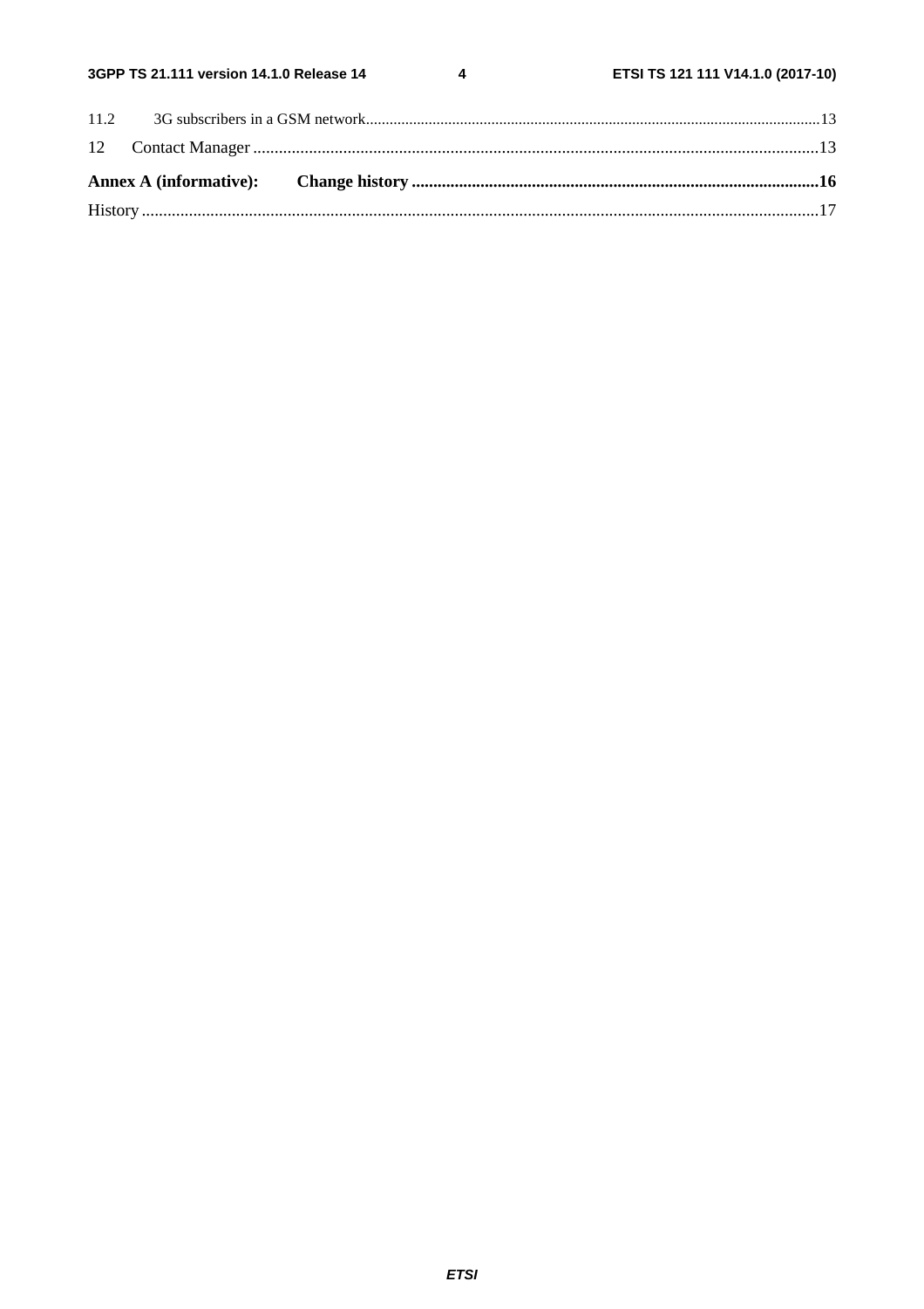11.2 3G subscribers in a GSM network .......................................................................................................................13

12 Contact Manager ..........................................................................................................................................13

**Annex A (informative): Change history ..................................................................................................16**

History ..................................................................................................................................................................17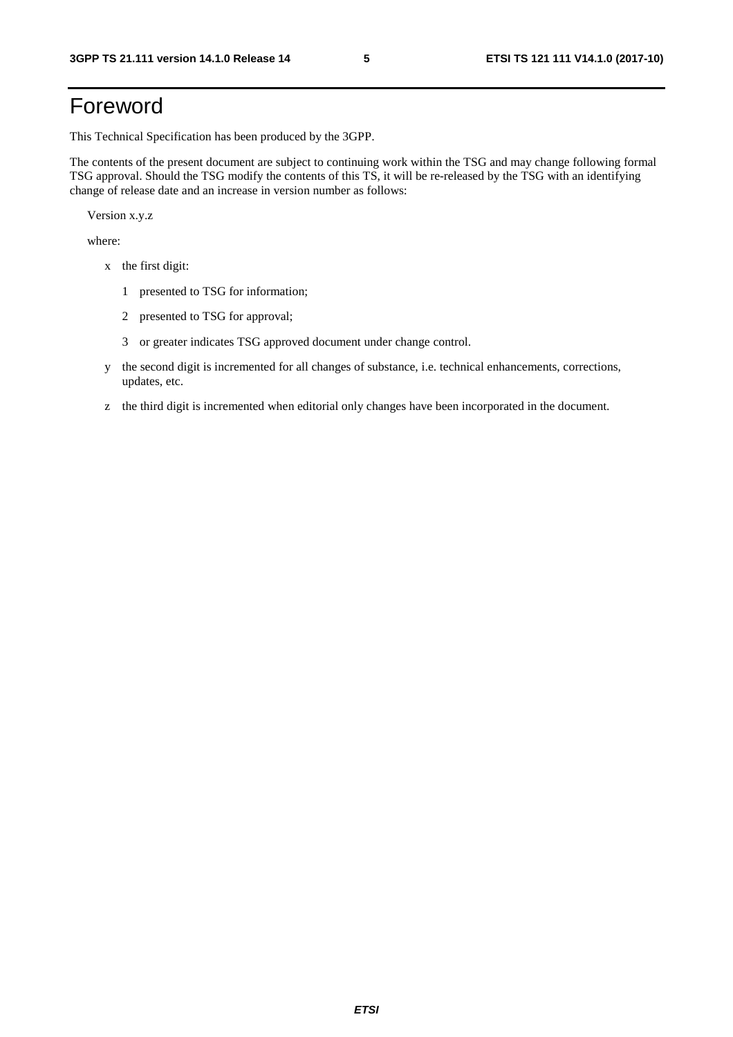# Foreword

This Technical Specification has been produced by the 3GPP.

The contents of the present document are subject to continuing work within the TSG and may change following formal TSG approval. Should the TSG modify the contents of this TS, it will be re-released by the TSG with an identifying change of release date and an increase in version number as follows:

Version x.y.z

where:

- x the first digit:
  - 1 presented to TSG for information;
  - 2 presented to TSG for approval;
  - 3 or greater indicates TSG approved document under change control.
- y the second digit is incremented for all changes of substance, i.e. technical enhancements, corrections, updates, etc.
- z the third digit is incremented when editorial only changes have been incorporated in the document.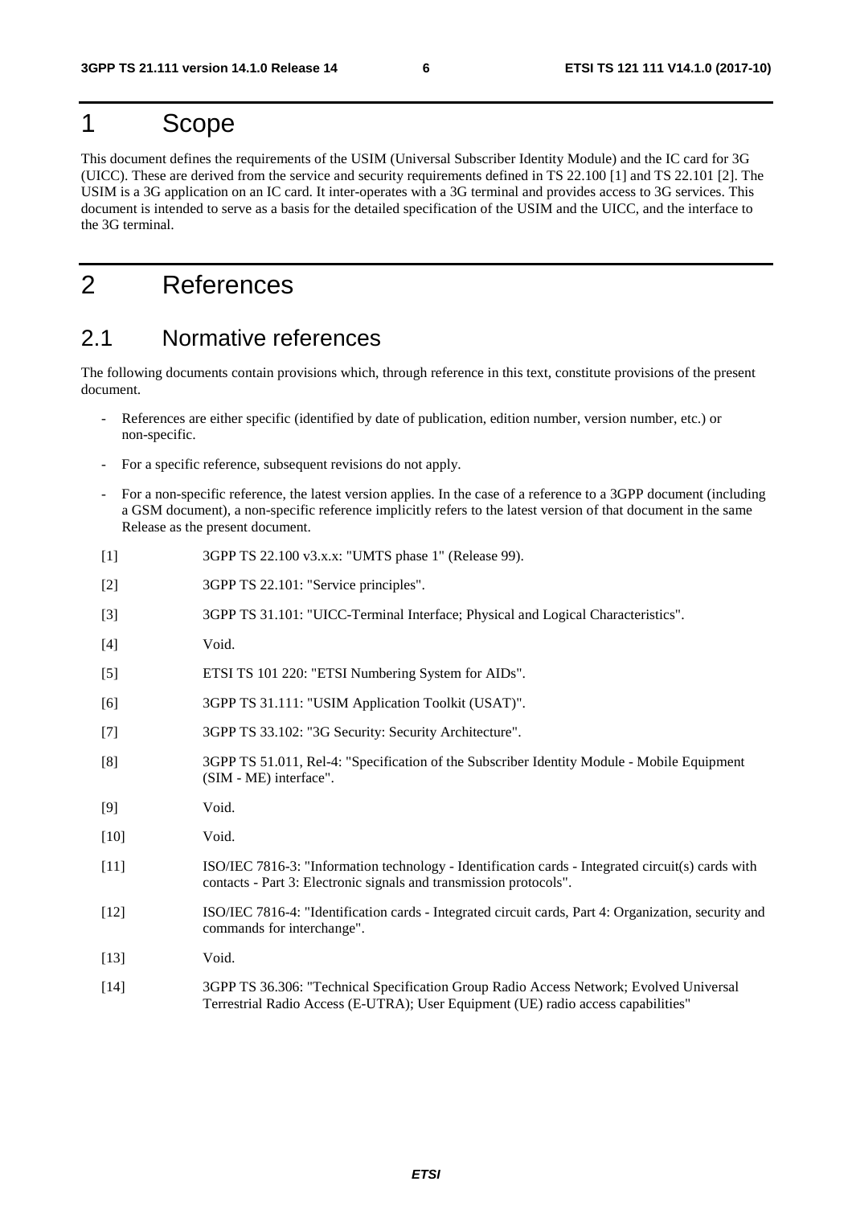# 1 Scope

This document defines the requirements of the USIM (Universal Subscriber Identity Module) and the IC card for 3G (UICC). These are derived from the service and security requirements defined in TS 22.100 [1] and TS 22.101 [2]. The USIM is a 3G application on an IC card. It inter-operates with a 3G terminal and provides access to 3G services. This document is intended to serve as a basis for the detailed specification of the USIM and the UICC, and the interface to the 3G terminal.

# 2 References

## 2.1 Normative references

The following documents contain provisions which, through reference in this text, constitute provisions of the present document.

- References are either specific (identified by date of publication, edition number, version number, etc.) or non-specific.
- For a specific reference, subsequent revisions do not apply.
- For a non-specific reference, the latest version applies. In the case of a reference to a 3GPP document (including a GSM document), a non-specific reference implicitly refers to the latest version of that document in the same Release as the present document.

[1] 3GPP TS 22.100 v3.x.x: "UMTS phase 1" (Release 99).

[2] 3GPP TS 22.101: "Service principles".

[3] 3GPP TS 31.101: "UICC-Terminal Interface; Physical and Logical Characteristics".

[4] Void.

[5] ETSI TS 101 220: "ETSI Numbering System for AIDs".

[6] 3GPP TS 31.111: "USIM Application Toolkit (USAT)".

[7] 3GPP TS 33.102: "3G Security: Security Architecture".

[8] 3GPP TS 51.011, Rel-4: "Specification of the Subscriber Identity Module - Mobile Equipment (SIM - ME) interface".

[9] Void.

[10] Void.

[11] ISO/IEC 7816-3: "Information technology - Identification cards - Integrated circuit(s) cards with contacts - Part 3: Electronic signals and transmission protocols".

[12] ISO/IEC 7816-4: "Identification cards - Integrated circuit cards, Part 4: Organization, security and commands for interchange".

[13] Void.

[14] 3GPP TS 36.306: "Technical Specification Group Radio Access Network; Evolved Universal Terrestrial Radio Access (E-UTRA); User Equipment (UE) radio access capabilities"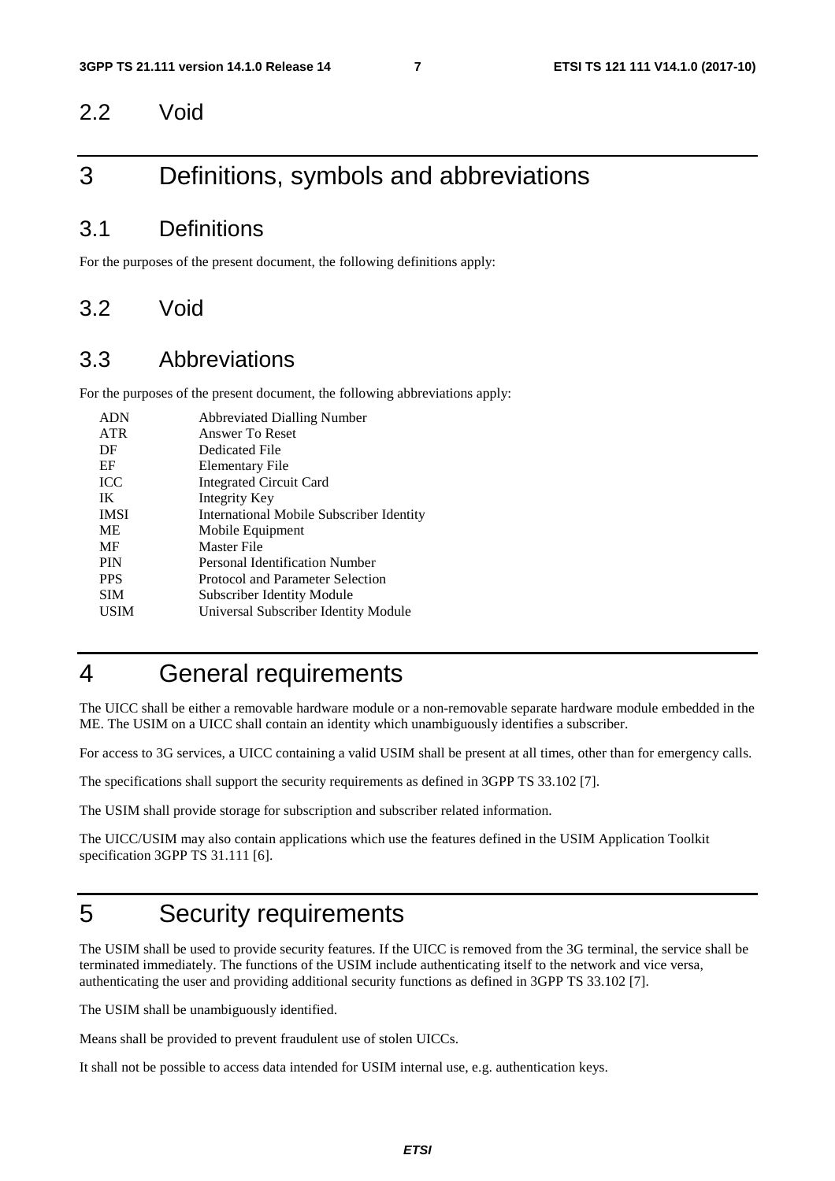## 2.2 Void

# 3 Definitions, symbols and abbreviations

## 3.1 Definitions

For the purposes of the present document, the following definitions apply:

## 3.2 Void

## 3.3 Abbreviations

For the purposes of the present document, the following abbreviations apply:

| | |
|---|---|
| ADN | Abbreviated Dialling Number |
| ATR | Answer To Reset |
| DF | Dedicated File |
| EF | Elementary File |
| ICC | Integrated Circuit Card |
| IK | Integrity Key |
| IMSI | International Mobile Subscriber Identity |
| ME | Mobile Equipment |
| MF | Master File |
| PIN | Personal Identification Number |
| PPS | Protocol and Parameter Selection |
| SIM | Subscriber Identity Module |
| USIM | Universal Subscriber Identity Module |

# 4 General requirements

The UICC shall be either a removable hardware module or a non-removable separate hardware module embedded in the ME. The USIM on a UICC shall contain an identity which unambiguously identifies a subscriber.

For access to 3G services, a UICC containing a valid USIM shall be present at all times, other than for emergency calls.

The specifications shall support the security requirements as defined in 3GPP TS 33.102 [7].

The USIM shall provide storage for subscription and subscriber related information.

The UICC/USIM may also contain applications which use the features defined in the USIM Application Toolkit specification 3GPP TS 31.111 [6].

# 5 Security requirements

The USIM shall be used to provide security features. If the UICC is removed from the 3G terminal, the service shall be terminated immediately. The functions of the USIM include authenticating itself to the network and vice versa, authenticating the user and providing additional security functions as defined in 3GPP TS 33.102 [7].

The USIM shall be unambiguously identified.

Means shall be provided to prevent fraudulent use of stolen UICCs.

It shall not be possible to access data intended for USIM internal use, e.g. authentication keys.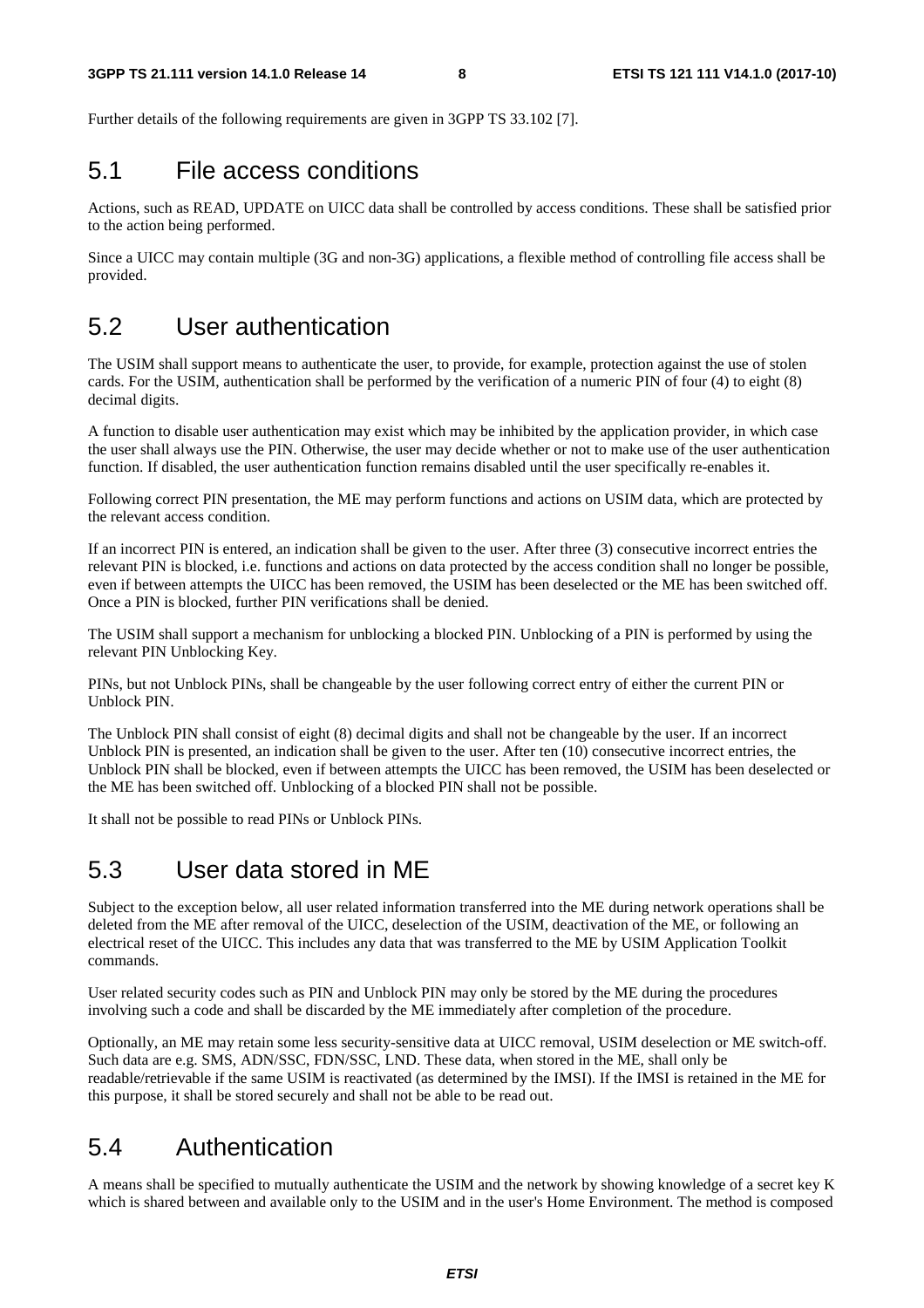Further details of the following requirements are given in 3GPP TS 33.102 [7].

## 5.1 File access conditions

Actions, such as READ, UPDATE on UICC data shall be controlled by access conditions. These shall be satisfied prior to the action being performed.

Since a UICC may contain multiple (3G and non-3G) applications, a flexible method of controlling file access shall be provided.

## 5.2 User authentication

The USIM shall support means to authenticate the user, to provide, for example, protection against the use of stolen cards. For the USIM, authentication shall be performed by the verification of a numeric PIN of four (4) to eight (8) decimal digits.

A function to disable user authentication may exist which may be inhibited by the application provider, in which case the user shall always use the PIN. Otherwise, the user may decide whether or not to make use of the user authentication function. If disabled, the user authentication function remains disabled until the user specifically re-enables it.

Following correct PIN presentation, the ME may perform functions and actions on USIM data, which are protected by the relevant access condition.

If an incorrect PIN is entered, an indication shall be given to the user. After three (3) consecutive incorrect entries the relevant PIN is blocked, i.e. functions and actions on data protected by the access condition shall no longer be possible, even if between attempts the UICC has been removed, the USIM has been deselected or the ME has been switched off. Once a PIN is blocked, further PIN verifications shall be denied.

The USIM shall support a mechanism for unblocking a blocked PIN. Unblocking of a PIN is performed by using the relevant PIN Unblocking Key.

PINs, but not Unblock PINs, shall be changeable by the user following correct entry of either the current PIN or Unblock PIN.

The Unblock PIN shall consist of eight (8) decimal digits and shall not be changeable by the user. If an incorrect Unblock PIN is presented, an indication shall be given to the user. After ten (10) consecutive incorrect entries, the Unblock PIN shall be blocked, even if between attempts the UICC has been removed, the USIM has been deselected or the ME has been switched off. Unblocking of a blocked PIN shall not be possible.

It shall not be possible to read PINs or Unblock PINs.

## 5.3 User data stored in ME

Subject to the exception below, all user related information transferred into the ME during network operations shall be deleted from the ME after removal of the UICC, deselection of the USIM, deactivation of the ME, or following an electrical reset of the UICC. This includes any data that was transferred to the ME by USIM Application Toolkit commands.

User related security codes such as PIN and Unblock PIN may only be stored by the ME during the procedures involving such a code and shall be discarded by the ME immediately after completion of the procedure.

Optionally, an ME may retain some less security-sensitive data at UICC removal, USIM deselection or ME switch-off. Such data are e.g. SMS, ADN/SSC, FDN/SSC, LND. These data, when stored in the ME, shall only be readable/retrievable if the same USIM is reactivated (as determined by the IMSI). If the IMSI is retained in the ME for this purpose, it shall be stored securely and shall not be able to be read out.

## 5.4 Authentication

A means shall be specified to mutually authenticate the USIM and the network by showing knowledge of a secret key K which is shared between and available only to the USIM and in the user's Home Environment. The method is composed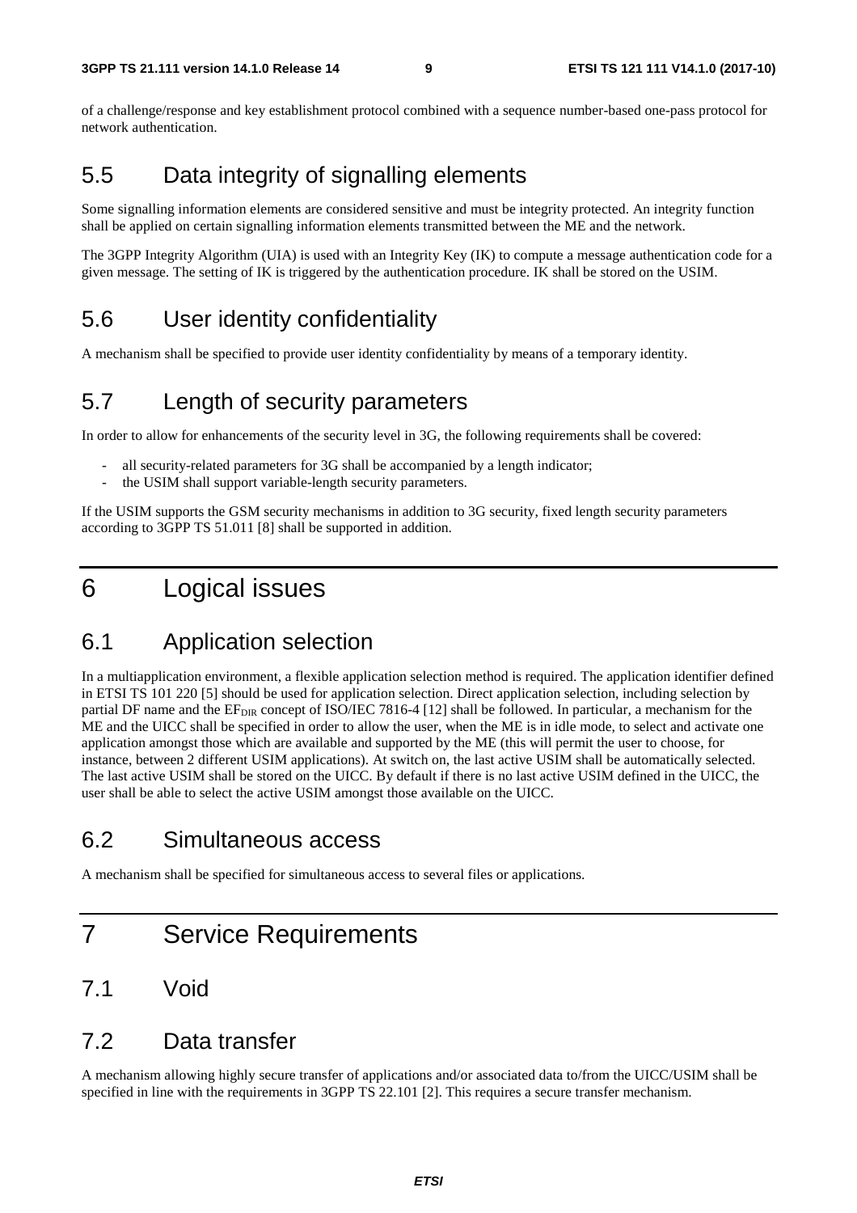of a challenge/response and key establishment protocol combined with a sequence number-based one-pass protocol for network authentication.

## 5.5 Data integrity of signalling elements

Some signalling information elements are considered sensitive and must be integrity protected. An integrity function shall be applied on certain signalling information elements transmitted between the ME and the network.

The 3GPP Integrity Algorithm (UIA) is used with an Integrity Key (IK) to compute a message authentication code for a given message. The setting of IK is triggered by the authentication procedure. IK shall be stored on the USIM.

## 5.6 User identity confidentiality

A mechanism shall be specified to provide user identity confidentiality by means of a temporary identity.

## 5.7 Length of security parameters

In order to allow for enhancements of the security level in 3G, the following requirements shall be covered:

- all security-related parameters for 3G shall be accompanied by a length indicator;
- the USIM shall support variable-length security parameters.

If the USIM supports the GSM security mechanisms in addition to 3G security, fixed length security parameters according to 3GPP TS 51.011 [8] shall be supported in addition.

# 6 Logical issues

## 6.1 Application selection

In a multiapplication environment, a flexible application selection method is required. The application identifier defined in ETSI TS 101 220 [5] should be used for application selection. Direct application selection, including selection by partial DF name and the $EF_{DIR}$ concept of ISO/IEC 7816-4 [12] shall be followed. In particular, a mechanism for the ME and the UICC shall be specified in order to allow the user, when the ME is in idle mode, to select and activate one application amongst those which are available and supported by the ME (this will permit the user to choose, for instance, between 2 different USIM applications). At switch on, the last active USIM shall be automatically selected. The last active USIM shall be stored on the UICC. By default if there is no last active USIM defined in the UICC, the user shall be able to select the active USIM amongst those available on the UICC.

## 6.2 Simultaneous access

A mechanism shall be specified for simultaneous access to several files or applications.

# 7 Service Requirements

## 7.1 Void

## 7.2 Data transfer

A mechanism allowing highly secure transfer of applications and/or associated data to/from the UICC/USIM shall be specified in line with the requirements in 3GPP TS 22.101 [2]. This requires a secure transfer mechanism.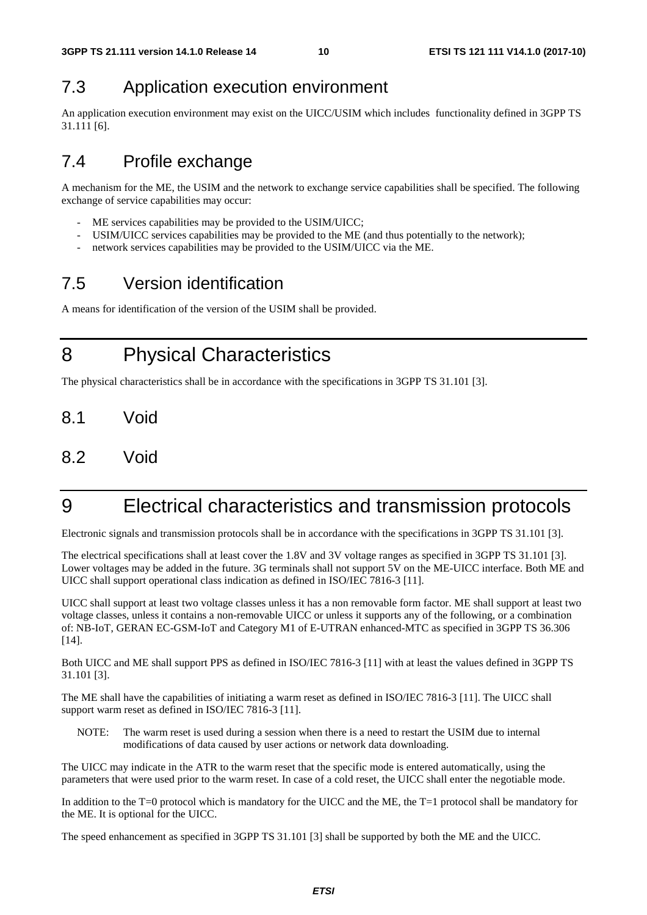## 7.3 Application execution environment

An application execution environment may exist on the UICC/USIM which includes functionality defined in 3GPP TS 31.111 [6].

## 7.4 Profile exchange

A mechanism for the ME, the USIM and the network to exchange service capabilities shall be specified. The following exchange of service capabilities may occur:

- ME services capabilities may be provided to the USIM/UICC;
- USIM/UICC services capabilities may be provided to the ME (and thus potentially to the network);
- network services capabilities may be provided to the USIM/UICC via the ME.

## 7.5 Version identification

A means for identification of the version of the USIM shall be provided.

# 8 Physical Characteristics

The physical characteristics shall be in accordance with the specifications in 3GPP TS 31.101 [3].

## 8.1 Void

## 8.2 Void

# 9 Electrical characteristics and transmission protocols

Electronic signals and transmission protocols shall be in accordance with the specifications in 3GPP TS 31.101 [3].

The electrical specifications shall at least cover the 1.8V and 3V voltage ranges as specified in 3GPP TS 31.101 [3]. Lower voltages may be added in the future. 3G terminals shall not support 5V on the ME-UICC interface. Both ME and UICC shall support operational class indication as defined in ISO/IEC 7816-3 [11].

UICC shall support at least two voltage classes unless it has a non removable form factor. ME shall support at least two voltage classes, unless it contains a non-removable UICC or unless it supports any of the following, or a combination of: NB-IoT, GERAN EC-GSM-IoT and Category M1 of E-UTRAN enhanced-MTC as specified in 3GPP TS 36.306 [14].

Both UICC and ME shall support PPS as defined in ISO/IEC 7816-3 [11] with at least the values defined in 3GPP TS 31.101 [3].

The ME shall have the capabilities of initiating a warm reset as defined in ISO/IEC 7816-3 [11]. The UICC shall support warm reset as defined in ISO/IEC 7816-3 [11].

NOTE: The warm reset is used during a session when there is a need to restart the USIM due to internal modifications of data caused by user actions or network data downloading.

The UICC may indicate in the ATR to the warm reset that the specific mode is entered automatically, using the parameters that were used prior to the warm reset. In case of a cold reset, the UICC shall enter the negotiable mode.

In addition to the T=0 protocol which is mandatory for the UICC and the ME, the T=1 protocol shall be mandatory for the ME. It is optional for the UICC.

The speed enhancement as specified in 3GPP TS 31.101 [3] shall be supported by both the ME and the UICC.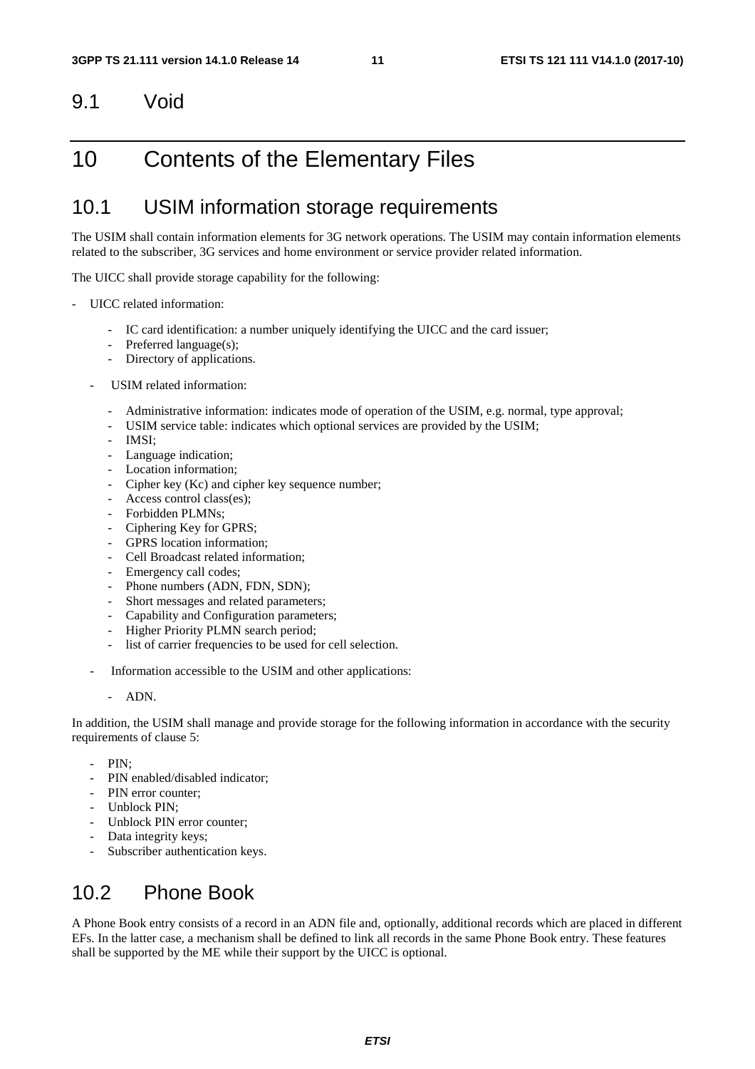## 9.1 Void

# 10 Contents of the Elementary Files

## 10.1 USIM information storage requirements

The USIM shall contain information elements for 3G network operations. The USIM may contain information elements related to the subscriber, 3G services and home environment or service provider related information.

The UICC shall provide storage capability for the following:

- UICC related information:
    - IC card identification: a number uniquely identifying the UICC and the card issuer;
    - Preferred language(s);
    - Directory of applications.
- USIM related information:
    - Administrative information: indicates mode of operation of the USIM, e.g. normal, type approval;
    - USIM service table: indicates which optional services are provided by the USIM;
    - IMSI;
    - Language indication;
    - Location information;
    - Cipher key (Kc) and cipher key sequence number;
    - Access control class(es);
    - Forbidden PLMNs;
    - Ciphering Key for GPRS;
    - GPRS location information;
    - Cell Broadcast related information;
    - Emergency call codes;
    - Phone numbers (ADN, FDN, SDN);
    - Short messages and related parameters;
    - Capability and Configuration parameters;
    - Higher Priority PLMN search period;
    - list of carrier frequencies to be used for cell selection.
- Information accessible to the USIM and other applications:
    - ADN.

In addition, the USIM shall manage and provide storage for the following information in accordance with the security requirements of clause 5:

- PIN;
- PIN enabled/disabled indicator;
- PIN error counter;
- Unblock PIN;
- Unblock PIN error counter;
- Data integrity keys;
- Subscriber authentication keys.

## 10.2 Phone Book

A Phone Book entry consists of a record in an ADN file and, optionally, additional records which are placed in different EFs. In the latter case, a mechanism shall be defined to link all records in the same Phone Book entry. These features shall be supported by the ME while their support by the UICC is optional.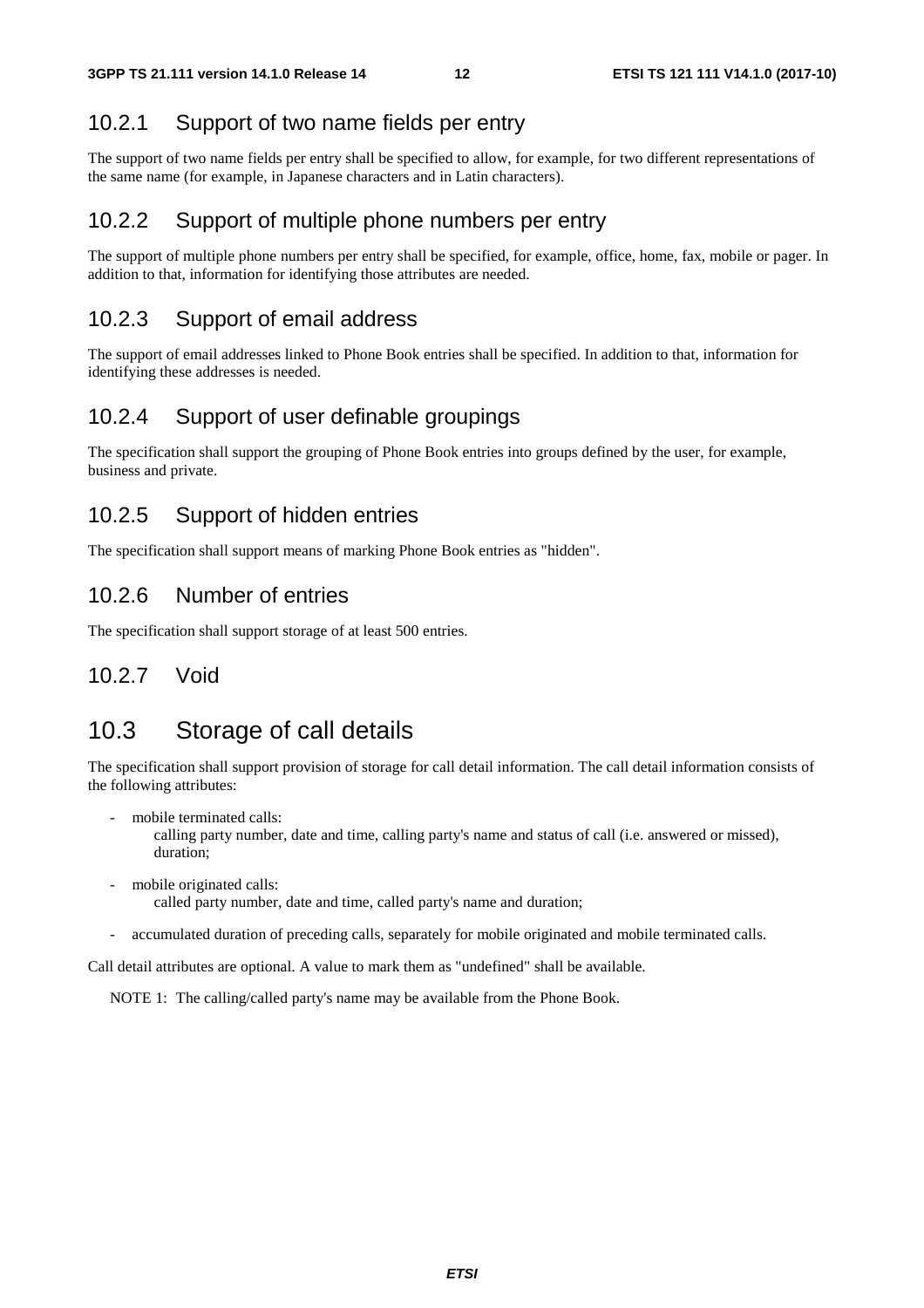### 10.2.1 Support of two name fields per entry

The support of two name fields per entry shall be specified to allow, for example, for two different representations of the same name (for example, in Japanese characters and in Latin characters).

### 10.2.2 Support of multiple phone numbers per entry

The support of multiple phone numbers per entry shall be specified, for example, office, home, fax, mobile or pager. In addition to that, information for identifying those attributes are needed.

### 10.2.3 Support of email address

The support of email addresses linked to Phone Book entries shall be specified. In addition to that, information for identifying these addresses is needed.

### 10.2.4 Support of user definable groupings

The specification shall support the grouping of Phone Book entries into groups defined by the user, for example, business and private.

### 10.2.5 Support of hidden entries

The specification shall support means of marking Phone Book entries as "hidden".

### 10.2.6 Number of entries

The specification shall support storage of at least 500 entries.

### 10.2.7 Void

## 10.3 Storage of call details

The specification shall support provision of storage for call detail information. The call detail information consists of the following attributes:

- mobile terminated calls:
  calling party number, date and time, calling party's name and status of call (i.e. answered or missed), duration;
- mobile originated calls:
  called party number, date and time, called party's name and duration;
- accumulated duration of preceding calls, separately for mobile originated and mobile terminated calls.

Call detail attributes are optional. A value to mark them as "undefined" shall be available.

NOTE 1: The calling/called party's name may be available from the Phone Book.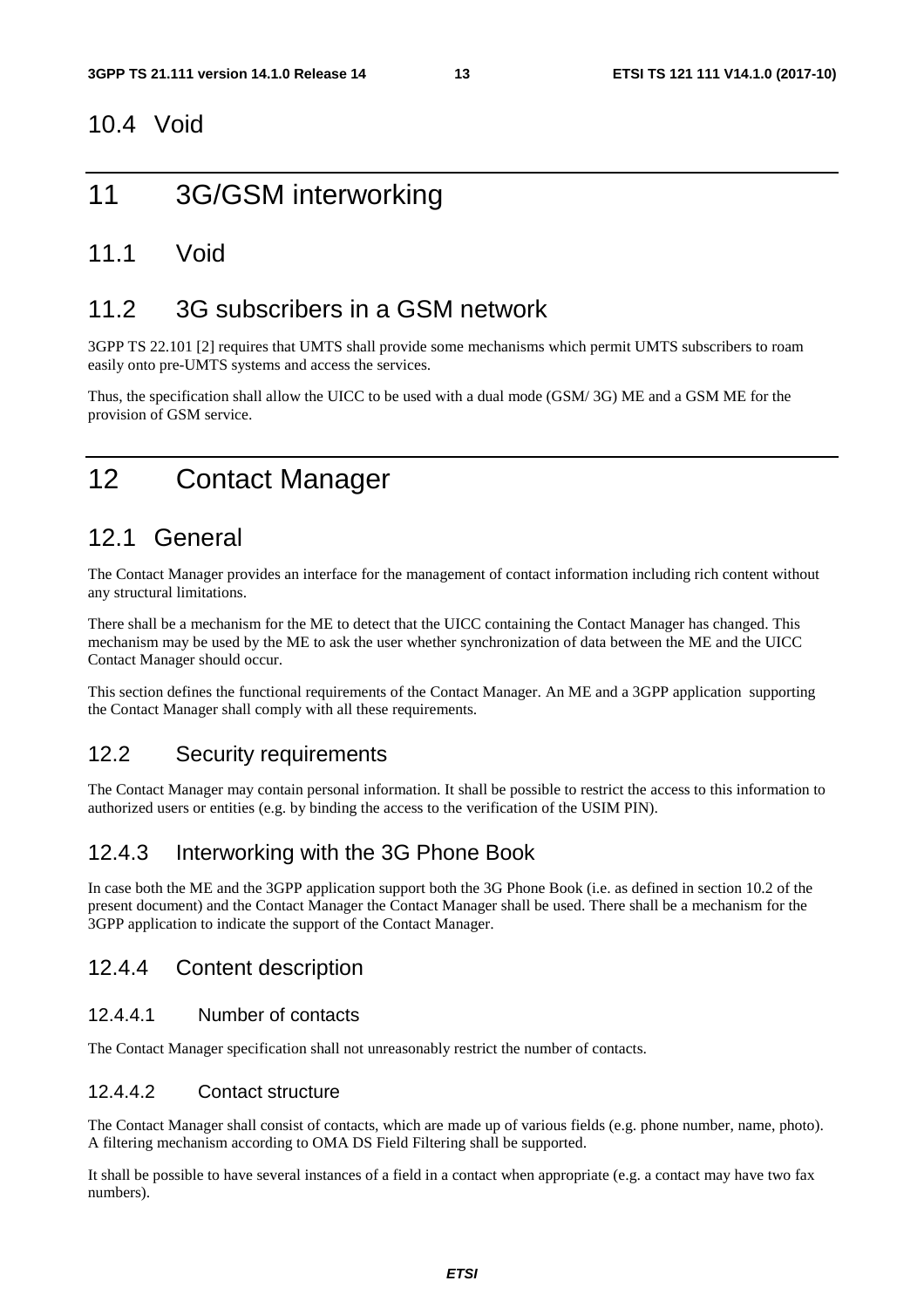## 10.4 Void

# 11 3G/GSM interworking

## 11.1 Void

## 11.2 3G subscribers in a GSM network

3GPP TS 22.101 [2] requires that UMTS shall provide some mechanisms which permit UMTS subscribers to roam easily onto pre-UMTS systems and access the services.

Thus, the specification shall allow the UICC to be used with a dual mode (GSM/ 3G) ME and a GSM ME for the provision of GSM service.

# 12 Contact Manager

## 12.1 General

The Contact Manager provides an interface for the management of contact information including rich content without any structural limitations.

There shall be a mechanism for the ME to detect that the UICC containing the Contact Manager has changed. This mechanism may be used by the ME to ask the user whether synchronization of data between the ME and the UICC Contact Manager should occur.

This section defines the functional requirements of the Contact Manager. An ME and a 3GPP application supporting the Contact Manager shall comply with all these requirements.

## 12.2 Security requirements

The Contact Manager may contain personal information. It shall be possible to restrict the access to this information to authorized users or entities (e.g. by binding the access to the verification of the USIM PIN).

## 12.4.3 Interworking with the 3G Phone Book

In case both the ME and the 3GPP application support both the 3G Phone Book (i.e. as defined in section 10.2 of the present document) and the Contact Manager the Contact Manager shall be used. There shall be a mechanism for the 3GPP application to indicate the support of the Contact Manager.

## 12.4.4 Content description

### 12.4.4.1 Number of contacts

The Contact Manager specification shall not unreasonably restrict the number of contacts.

### 12.4.4.2 Contact structure

The Contact Manager shall consist of contacts, which are made up of various fields (e.g. phone number, name, photo). A filtering mechanism according to OMA DS Field Filtering shall be supported.

It shall be possible to have several instances of a field in a contact when appropriate (e.g. a contact may have two fax numbers).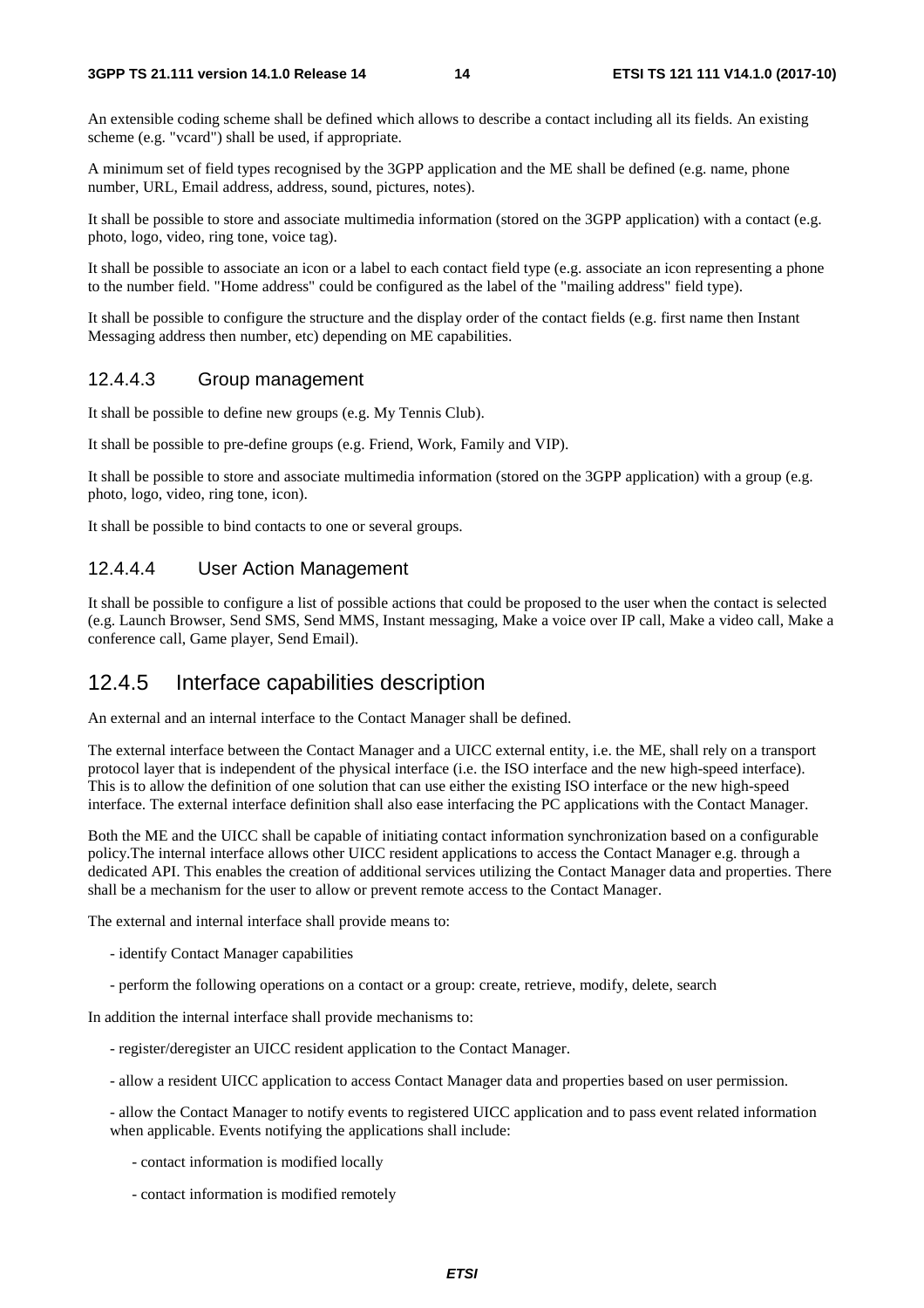An extensible coding scheme shall be defined which allows to describe a contact including all its fields. An existing scheme (e.g. "vcard") shall be used, if appropriate.

A minimum set of field types recognised by the 3GPP application and the ME shall be defined (e.g. name, phone number, URL, Email address, address, sound, pictures, notes).

It shall be possible to store and associate multimedia information (stored on the 3GPP application) with a contact (e.g. photo, logo, video, ring tone, voice tag).

It shall be possible to associate an icon or a label to each contact field type (e.g. associate an icon representing a phone to the number field. "Home address" could be configured as the label of the "mailing address" field type).

It shall be possible to configure the structure and the display order of the contact fields (e.g. first name then Instant Messaging address then number, etc) depending on ME capabilities.

#### 12.4.4.3 Group management

It shall be possible to define new groups (e.g. My Tennis Club).

It shall be possible to pre-define groups (e.g. Friend, Work, Family and VIP).

It shall be possible to store and associate multimedia information (stored on the 3GPP application) with a group (e.g. photo, logo, video, ring tone, icon).

It shall be possible to bind contacts to one or several groups.

#### 12.4.4.4 User Action Management

It shall be possible to configure a list of possible actions that could be proposed to the user when the contact is selected (e.g. Launch Browser, Send SMS, Send MMS, Instant messaging, Make a voice over IP call, Make a video call, Make a conference call, Game player, Send Email).

### 12.4.5 Interface capabilities description

An external and an internal interface to the Contact Manager shall be defined.

The external interface between the Contact Manager and a UICC external entity, i.e. the ME, shall rely on a transport protocol layer that is independent of the physical interface (i.e. the ISO interface and the new high-speed interface). This is to allow the definition of one solution that can use either the existing ISO interface or the new high-speed interface. The external interface definition shall also ease interfacing the PC applications with the Contact Manager.

Both the ME and the UICC shall be capable of initiating contact information synchronization based on a configurable policy.The internal interface allows other UICC resident applications to access the Contact Manager e.g. through a dedicated API. This enables the creation of additional services utilizing the Contact Manager data and properties. There shall be a mechanism for the user to allow or prevent remote access to the Contact Manager.

The external and internal interface shall provide means to:

- identify Contact Manager capabilities
- perform the following operations on a contact or a group: create, retrieve, modify, delete, search

In addition the internal interface shall provide mechanisms to:

- register/deregister an UICC resident application to the Contact Manager.
- allow a resident UICC application to access Contact Manager data and properties based on user permission.
- allow the Contact Manager to notify events to registered UICC application and to pass event related information when applicable. Events notifying the applications shall include:
    - contact information is modified locally
    - contact information is modified remotely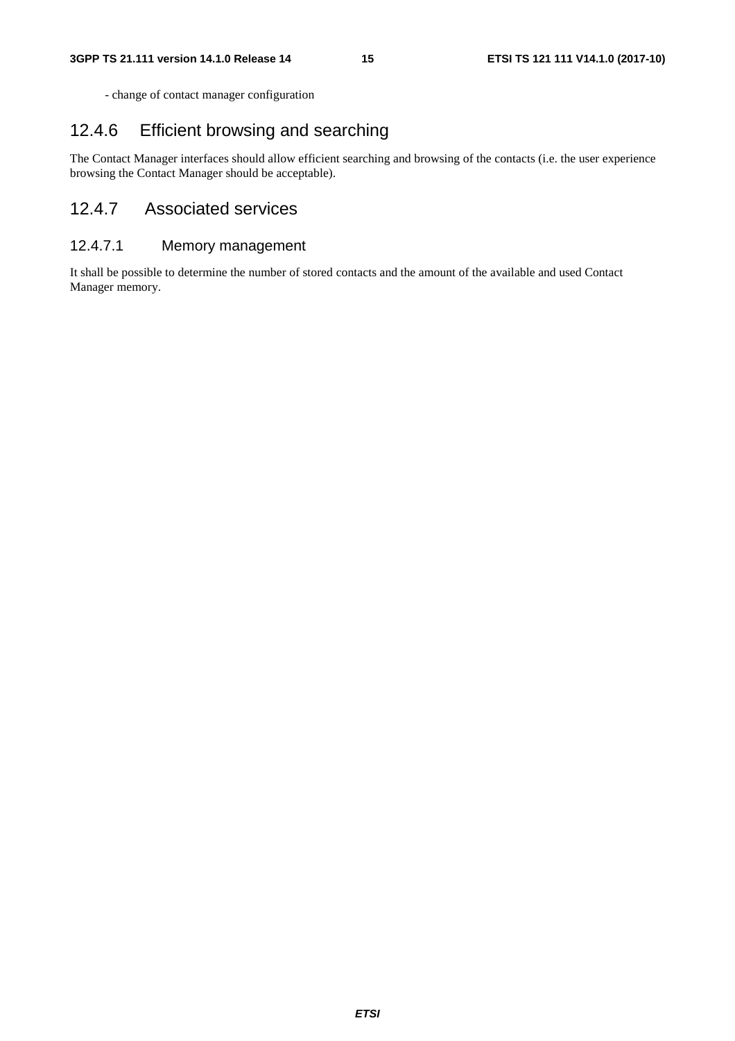- change of contact manager configuration

### 12.4.6 Efficient browsing and searching

The Contact Manager interfaces should allow efficient searching and browsing of the contacts (i.e. the user experience browsing the Contact Manager should be acceptable).

### 12.4.7 Associated services

#### 12.4.7.1 Memory management

It shall be possible to determine the number of stored contacts and the amount of the available and used Contact Manager memory.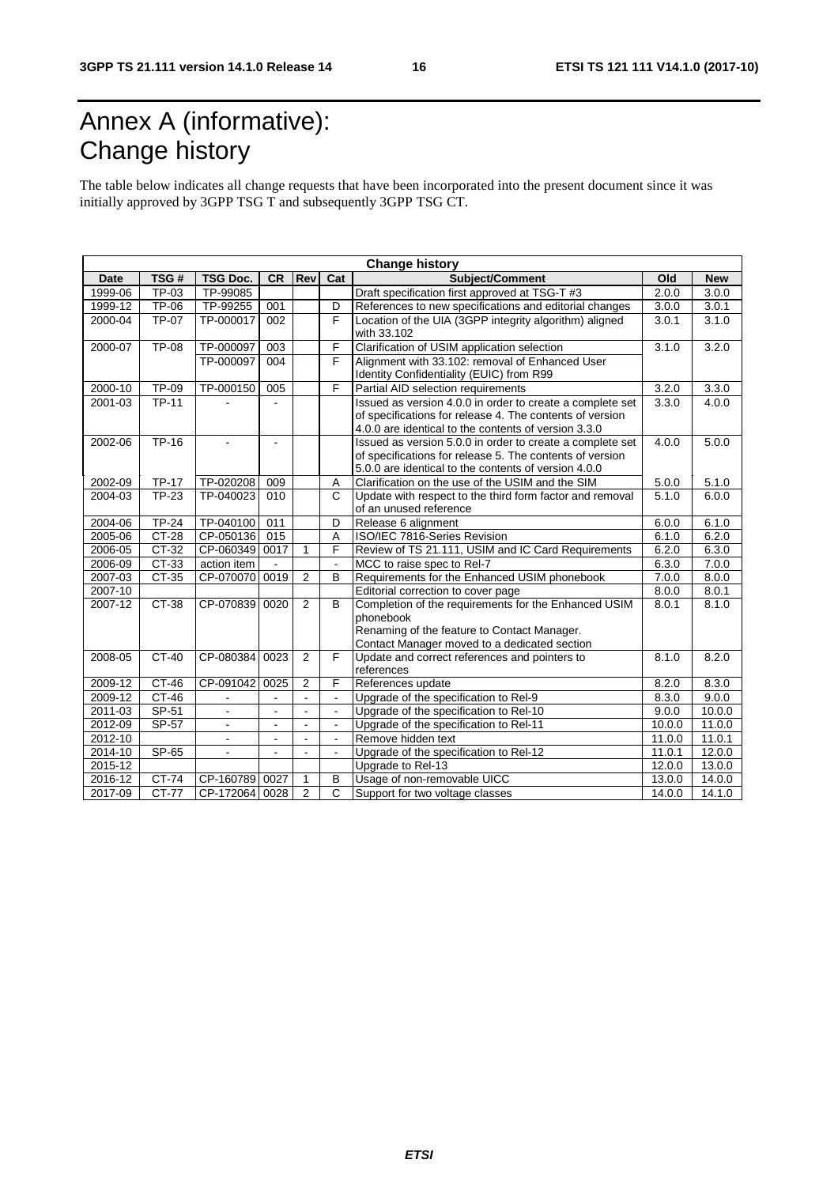# Annex A (informative): Change history

The table below indicates all change requests that have been incorporated into the present document since it was initially approved by 3GPP TSG T and subsequently 3GPP TSG CT.

| Change history | | | | | | | | |
|---|---|---|---|---|---|---|---|---|
| **Date** | **TSG #** | **TSG Doc.** | **CR** | **Rev** | **Cat** | **Subject/Comment** | **Old** | **New** |
| 1999-06 | TP-03 | TP-99085 | | | | Draft specification first approved at TSG-T #3 | 2.0.0 | 3.0.0 |
| 1999-12 | TP-06 | TP-99255 | 001 | | D | References to new specifications and editorial changes | 3.0.0 | 3.0.1 |
| 2000-04 | TP-07 | TP-000017 | 002 | | F | Location of the UIA (3GPP integrity algorithm) aligned with 33.102 | 3.0.1 | 3.1.0 |
| 2000-07 | TP-08 | TP-000097 | 003 | | F | Clarification of USIM application selection | 3.1.0 | 3.2.0 |
| | | TP-000097 | 004 | | F | Alignment with 33.102: removal of Enhanced User Identity Confidentiality (EUIC) from R99 | | |
| 2000-10 | TP-09 | TP-000150 | 005 | | F | Partial AID selection requirements | 3.2.0 | 3.3.0 |
| 2001-03 | TP-11 | - | - | | | Issued as version 4.0.0 in order to create a complete set of specifications for release 4. The contents of version 4.0.0 are identical to the contents of version 3.3.0 | 3.3.0 | 4.0.0 |
| 2002-06 | TP-16 | - | - | | | Issued as version 5.0.0 in order to create a complete set of specifications for release 5. The contents of version 5.0.0 are identical to the contents of version 4.0.0 | 4.0.0 | 5.0.0 |
| 2002-09 | TP-17 | TP-020208 | 009 | | A | Clarification on the use of the USIM and the SIM | 5.0.0 | 5.1.0 |
| 2004-03 | TP-23 | TP-040023 | 010 | | C | Update with respect to the third form factor and removal of an unused reference | 5.1.0 | 6.0.0 |
| 2004-06 | TP-24 | TP-040100 | 011 | | D | Release 6 alignment | 6.0.0 | 6.1.0 |
| 2005-06 | CT-28 | CP-050136 | 015 | | A | ISO/IEC 7816-Series Revision | 6.1.0 | 6.2.0 |
| 2006-05 | CT-32 | CP-060349 | 0017 | 1 | F | Review of TS 21.111, USIM and IC Card Requirements | 6.2.0 | 6.3.0 |
| 2006-09 | CT-33 | action item | - | | - | MCC to raise spec to Rel-7 | 6.3.0 | 7.0.0 |
| 2007-03 | CT-35 | CP-070070 | 0019 | 2 | B | Requirements for the Enhanced USIM phonebook | 7.0.0 | 8.0.0 |
| 2007-10 | | | | | | Editorial correction to cover page | 8.0.0 | 8.0.1 |
| 2007-12 | CT-38 | CP-070839 | 0020 | 2 | B | Completion of the requirements for the Enhanced USIM phonebook<br>Renaming of the feature to Contact Manager.<br>Contact Manager moved to a dedicated section | 8.0.1 | 8.1.0 |
| 2008-05 | CT-40 | CP-080384 | 0023 | 2 | F | Update and correct references and pointers to references | 8.1.0 | 8.2.0 |
| 2009-12 | CT-46 | CP-091042 | 0025 | 2 | F | References update | 8.2.0 | 8.3.0 |
| 2009-12 | CT-46 | - | - | - | - | Upgrade of the specification to Rel-9 | 8.3.0 | 9.0.0 |
| 2011-03 | SP-51 | - | - | - | - | Upgrade of the specification to Rel-10 | 9.0.0 | 10.0.0 |
| 2012-09 | SP-57 | - | - | - | - | Upgrade of the specification to Rel-11 | 10.0.0 | 11.0.0 |
| 2012-10 | | - | - | - | - | Remove hidden text | 11.0.0 | 11.0.1 |
| 2014-10 | SP-65 | - | - | - | - | Upgrade of the specification to Rel-12 | 11.0.1 | 12.0.0 |
| 2015-12 | | | | | | Upgrade to Rel-13 | 12.0.0 | 13.0.0 |
| 2016-12 | CT-74 | CP-160789 | 0027 | 1 | B | Usage of non-removable UICC | 13.0.0 | 14.0.0 |
| 2017-09 | CT-77 | CP-172064 | 0028 | 2 | C | Support for two voltage classes | 14.0.0 | 14.1.0 |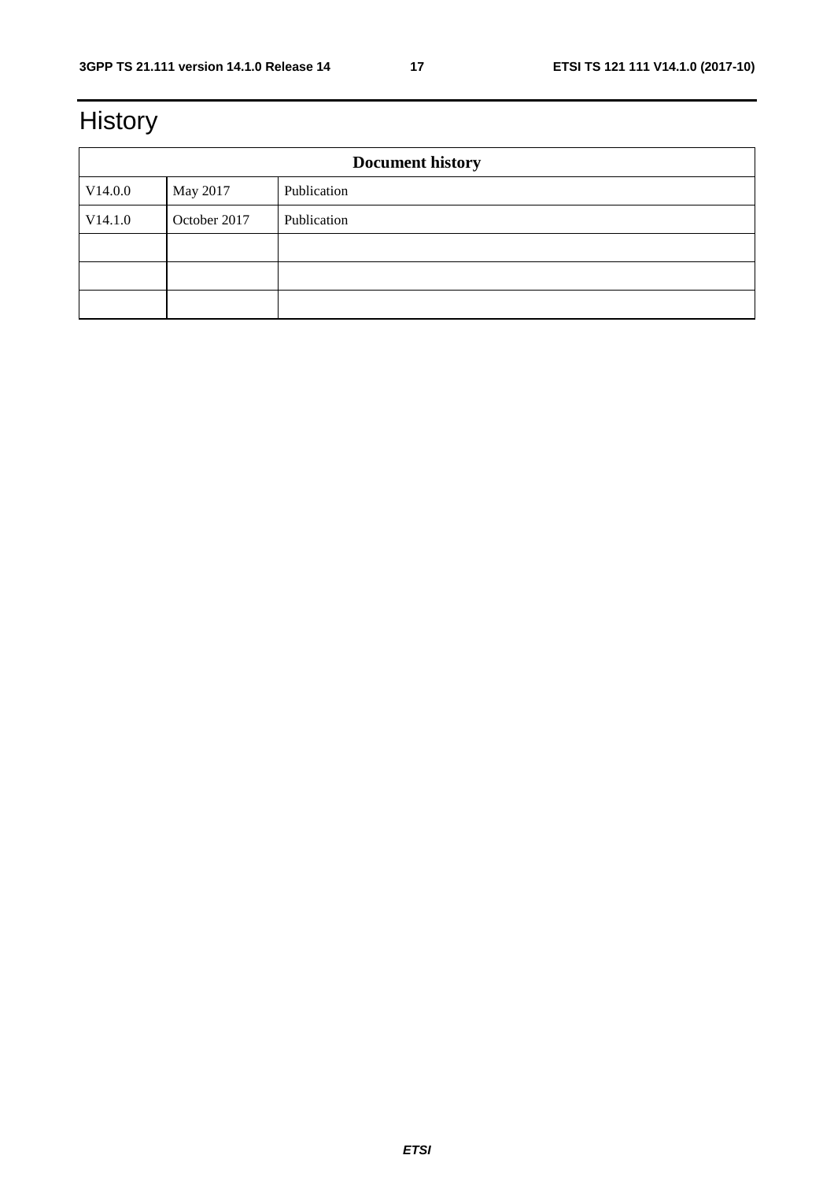# History

| Document history | | |
|---|---|---|
| V14.0.0 | May 2017 | Publication |
| V14.1.0 | October 2017 | Publication |
| | | |
| | | |
| | | |